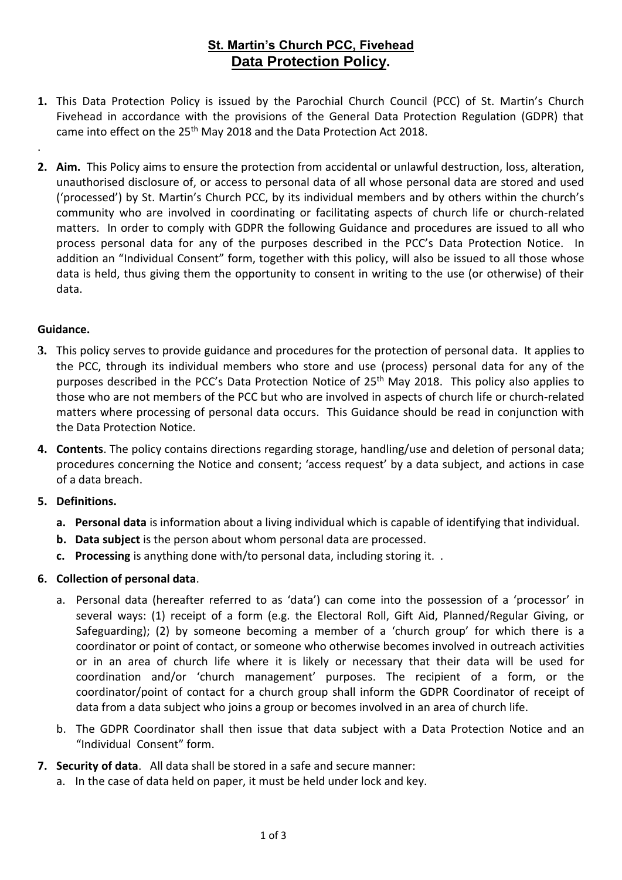# St. Martin's Church PCC, Fivehead

## Data Protection Policy.

**1.** This Data Protection Policy is issued by the Parochial Church Council (PCC) of St. Martin's Church Fivehead in accordance with the provisions of the General Data Protection Regulation (GDPR) that came into effect on the 25th May 2018 and the Data Protection Act 2018.

.

**2. Aim.** This Policy aims to ensure the protection from accidental or unlawful destruction, loss, alteration, unauthorised disclosure of, or access to personal data of all whose personal data are stored and used ('processed') by St. Martin's Church PCC, by its individual members and by others within the church's community who are involved in coordinating or facilitating aspects of church life or church-related matters. In order to comply with GDPR the following Guidance and procedures are issued to all who process personal data for any of the purposes described in the PCC's Data Protection Notice. In addition an "Individual Consent" form, together with this policy, will also be issued to all those whose data is held, thus giving them the opportunity to consent in writing to the use (or otherwise) of their data.

**Guidance.**

**3.** This policy serves to provide guidance and procedures for the protection of personal data. It applies to the PCC, through its individual members who store and use (process) personal data for any of the purposes described in the PCC's Data Protection Notice of 25th May 2018. This policy also applies to those who are not members of the PCC but who are involved in aspects of church life or church-related matters where processing of personal data occurs. This Guidance should be read in conjunction with the Data Protection Notice.

**4. Contents**. The policy contains directions regarding storage, handling/use and deletion of personal data; procedures concerning the Notice and consent; 'access request' by a data subject, and actions in case of a data breach.

**5. Definitions.**

- **a. Personal data** is information about a living individual which is capable of identifying that individual.
- **b. Data subject** is the person about whom personal data are processed.
- **c. Processing** is anything done with/to personal data, including storing it. .

**6. Collection of personal data**.

a. Personal data (hereafter referred to as 'data') can come into the possession of a 'processor' in several ways: (1) receipt of a form (e.g. the Electoral Roll, Gift Aid, Planned/Regular Giving, or Safeguarding); (2) by someone becoming a member of a 'church group' for which there is a coordinator or point of contact, or someone who otherwise becomes involved in outreach activities or in an area of church life where it is likely or necessary that their data will be used for coordination and/or 'church management' purposes. The recipient of a form, or the coordinator/point of contact for a church group shall inform the GDPR Coordinator of receipt of data from a data subject who joins a group or becomes involved in an area of church life.

b. The GDPR Coordinator shall then issue that data subject with a Data Protection Notice and an "Individual Consent" form.

**7. Security of data**. All data shall be stored in a safe and secure manner:

a. In the case of data held on paper, it must be held under lock and key.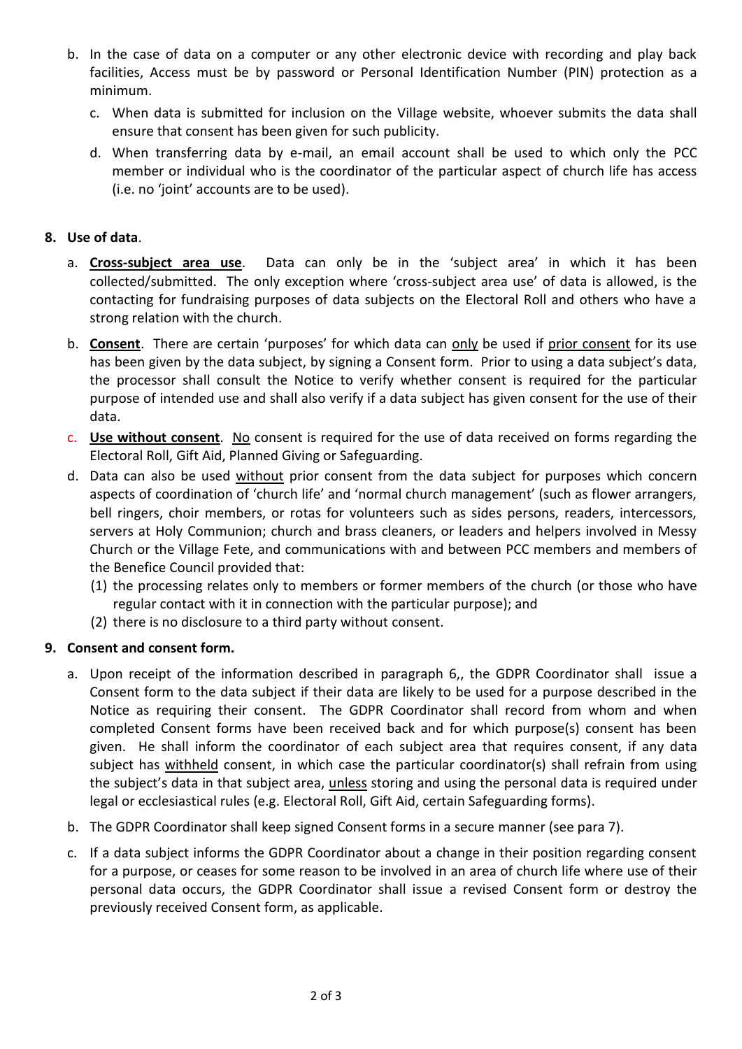b. In the case of data on a computer or any other electronic device with recording and play back facilities, Access must be by password or Personal Identification Number (PIN) protection as a minimum.

c. When data is submitted for inclusion on the Village website, whoever submits the data shall ensure that consent has been given for such publicity.

d. When transferring data by e-mail, an email account shall be used to which only the PCC member or individual who is the coordinator of the particular aspect of church life has access (i.e. no 'joint' accounts are to be used).

**8. Use of data**.

a. **Cross-subject area use**. Data can only be in the 'subject area' in which it has been collected/submitted. The only exception where 'cross-subject area use' of data is allowed, is the contacting for fundraising purposes of data subjects on the Electoral Roll and others who have a strong relation with the church.

b. **Consent**. There are certain 'purposes' for which data can only be used if prior consent for its use has been given by the data subject, by signing a Consent form. Prior to using a data subject's data, the processor shall consult the Notice to verify whether consent is required for the particular purpose of intended use and shall also verify if a data subject has given consent for the use of their data.

c. **Use without consent**. No consent is required for the use of data received on forms regarding the Electoral Roll, Gift Aid, Planned Giving or Safeguarding.

d. Data can also be used without prior consent from the data subject for purposes which concern aspects of coordination of 'church life' and 'normal church management' (such as flower arrangers, bell ringers, choir members, or rotas for volunteers such as sides persons, readers, intercessors, servers at Holy Communion; church and brass cleaners, or leaders and helpers involved in Messy Church or the Village Fete, and communications with and between PCC members and members of the Benefice Council provided that:

(1) the processing relates only to members or former members of the church (or those who have regular contact with it in connection with the particular purpose); and

(2) there is no disclosure to a third party without consent.

**9. Consent and consent form.**

a. Upon receipt of the information described in paragraph 6,, the GDPR Coordinator shall issue a Consent form to the data subject if their data are likely to be used for a purpose described in the Notice as requiring their consent. The GDPR Coordinator shall record from whom and when completed Consent forms have been received back and for which purpose(s) consent has been given. He shall inform the coordinator of each subject area that requires consent, if any data subject has withheld consent, in which case the particular coordinator(s) shall refrain from using the subject's data in that subject area, unless storing and using the personal data is required under legal or ecclesiastical rules (e.g. Electoral Roll, Gift Aid, certain Safeguarding forms).

b. The GDPR Coordinator shall keep signed Consent forms in a secure manner (see para 7).

c. If a data subject informs the GDPR Coordinator about a change in their position regarding consent for a purpose, or ceases for some reason to be involved in an area of church life where use of their personal data occurs, the GDPR Coordinator shall issue a revised Consent form or destroy the previously received Consent form, as applicable.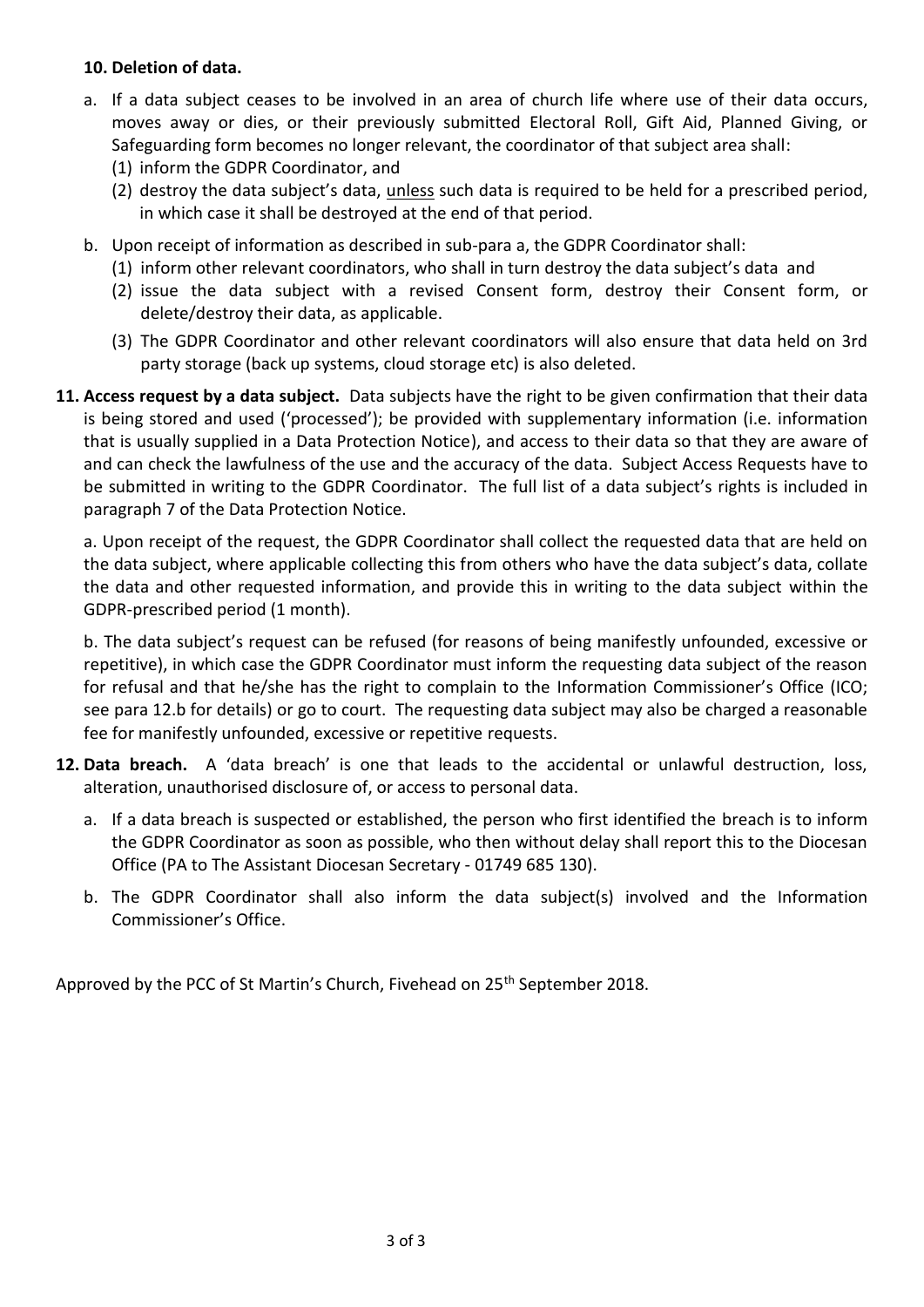**10. Deletion of data.**

a. If a data subject ceases to be involved in an area of church life where use of their data occurs, moves away or dies, or their previously submitted Electoral Roll, Gift Aid, Planned Giving, or Safeguarding form becomes no longer relevant, the coordinator of that subject area shall:
   (1) inform the GDPR Coordinator, and
   (2) destroy the data subject's data, unless such data is required to be held for a prescribed period, in which case it shall be destroyed at the end of that period.

b. Upon receipt of information as described in sub-para a, the GDPR Coordinator shall:
   (1) inform other relevant coordinators, who shall in turn destroy the data subject's data and
   (2) issue the data subject with a revised Consent form, destroy their Consent form, or delete/destroy their data, as applicable.
   (3) The GDPR Coordinator and other relevant coordinators will also ensure that data held on 3rd party storage (back up systems, cloud storage etc) is also deleted.

**11. Access request by a data subject.** Data subjects have the right to be given confirmation that their data is being stored and used ('processed'); be provided with supplementary information (i.e. information that is usually supplied in a Data Protection Notice), and access to their data so that they are aware of and can check the lawfulness of the use and the accuracy of the data. Subject Access Requests have to be submitted in writing to the GDPR Coordinator. The full list of a data subject's rights is included in paragraph 7 of the Data Protection Notice.

a. Upon receipt of the request, the GDPR Coordinator shall collect the requested data that are held on the data subject, where applicable collecting this from others who have the data subject's data, collate the data and other requested information, and provide this in writing to the data subject within the GDPR-prescribed period (1 month).

b. The data subject's request can be refused (for reasons of being manifestly unfounded, excessive or repetitive), in which case the GDPR Coordinator must inform the requesting data subject of the reason for refusal and that he/she has the right to complain to the Information Commissioner's Office (ICO; see para 12.b for details) or go to court. The requesting data subject may also be charged a reasonable fee for manifestly unfounded, excessive or repetitive requests.

**12. Data breach.** A 'data breach' is one that leads to the accidental or unlawful destruction, loss, alteration, unauthorised disclosure of, or access to personal data.

a. If a data breach is suspected or established, the person who first identified the breach is to inform the GDPR Coordinator as soon as possible, who then without delay shall report this to the Diocesan Office (PA to The Assistant Diocesan Secretary - 01749 685 130).

b. The GDPR Coordinator shall also inform the data subject(s) involved and the Information Commissioner's Office.

Approved by the PCC of St Martin's Church, Fivehead on 25th September 2018.